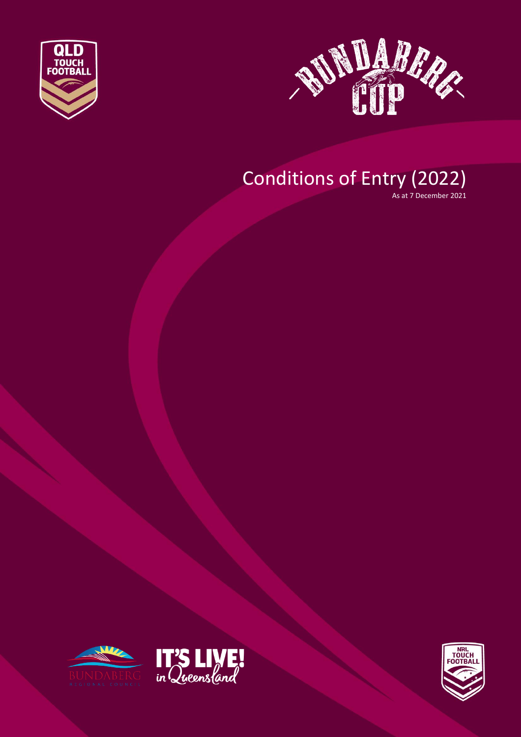# Conditions of Entry (2022)

As at 7 December 2021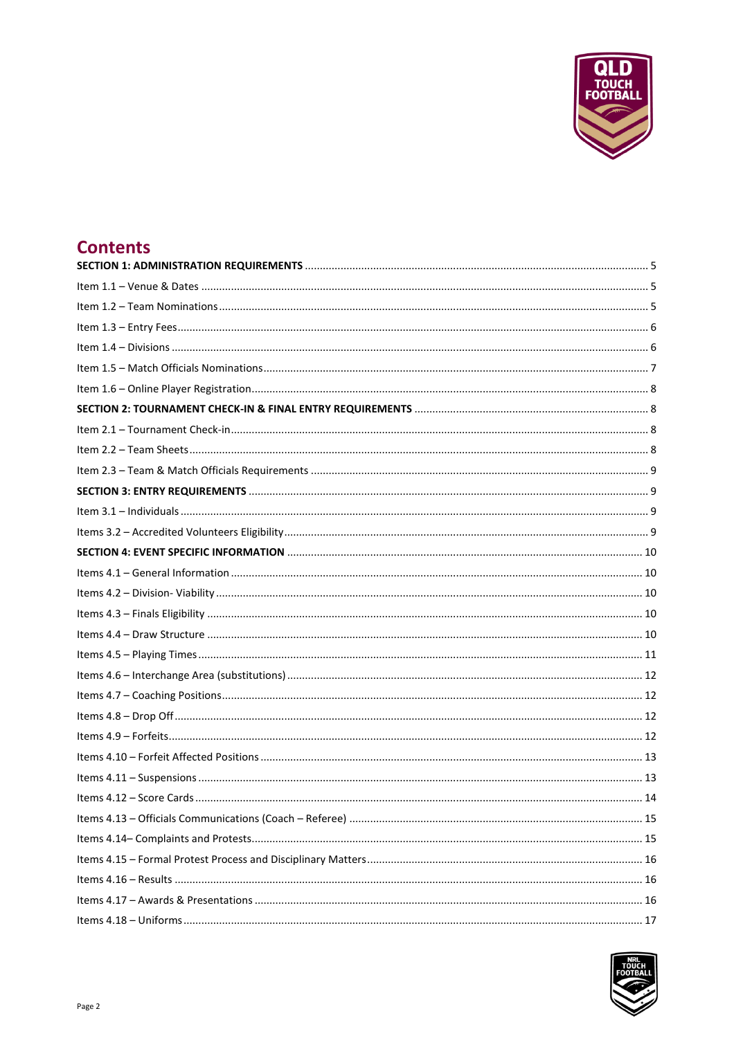# Contents

**SECTION 1: ADMINISTRATION REQUIREMENTS** .......... 5

Item 1.1 – Venue & Dates .......... 5

Item 1.2 – Team Nominations .......... 5

Item 1.3 – Entry Fees .......... 6

Item 1.4 – Divisions .......... 6

Item 1.5 – Match Officials Nominations .......... 7

Item 1.6 – Online Player Registration .......... 8

**SECTION 2: TOURNAMENT CHECK-IN & FINAL ENTRY REQUIREMENTS** .......... 8

Item 2.1 – Tournament Check-in .......... 8

Item 2.2 – Team Sheets .......... 8

Item 2.3 – Team & Match Officials Requirements .......... 9

**SECTION 3: ENTRY REQUIREMENTS** .......... 9

Item 3.1 – Individuals .......... 9

Items 3.2 – Accredited Volunteers Eligibility .......... 9

**SECTION 4: EVENT SPECIFIC INFORMATION** .......... 10

Items 4.1 – General Information .......... 10

Items 4.2 – Division- Viability .......... 10

Items 4.3 – Finals Eligibility .......... 10

Items 4.4 – Draw Structure .......... 10

Items 4.5 – Playing Times .......... 11

Items 4.6 – Interchange Area (substitutions) .......... 12

Items 4.7 – Coaching Positions .......... 12

Items 4.8 – Drop Off .......... 12

Items 4.9 – Forfeits .......... 12

Items 4.10 – Forfeit Affected Positions .......... 13

Items 4.11 – Suspensions .......... 13

Items 4.12 – Score Cards .......... 14

Items 4.13 – Officials Communications (Coach – Referee) .......... 15

Items 4.14– Complaints and Protests .......... 15

Items 4.15 – Formal Protest Process and Disciplinary Matters .......... 16

Items 4.16 – Results .......... 16

Items 4.17 – Awards & Presentations .......... 16

Items 4.18 – Uniforms .......... 17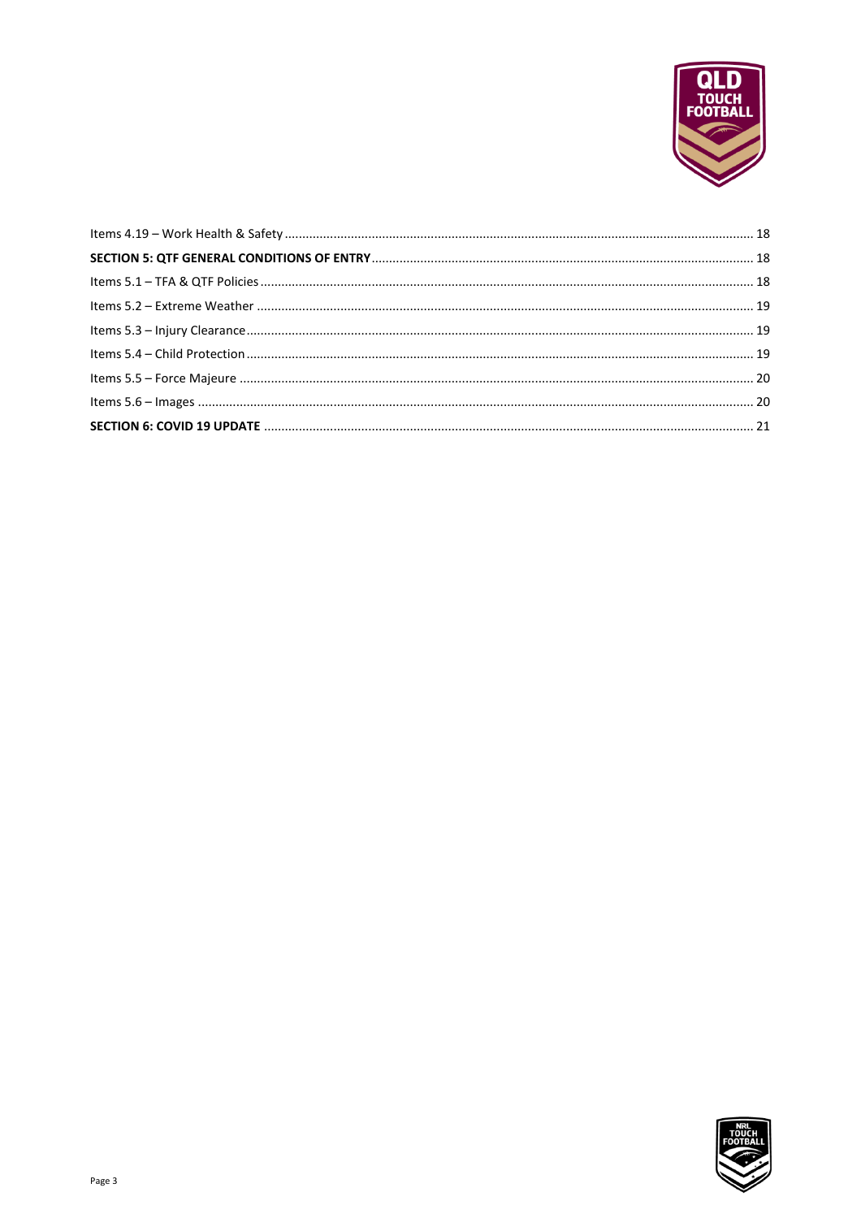Items 4.19 – Work Health & Safety ........................................................................................................................ 18

**SECTION 5: QTF GENERAL CONDITIONS OF ENTRY** ............................................................................................. 18

Items 5.1 – TFA & QTF Policies ............................................................................................................................. 18

Items 5.2 – Extreme Weather ............................................................................................................................... 19

Items 5.3 – Injury Clearance .................................................................................................................................. 19

Items 5.4 – Child Protection .................................................................................................................................. 19

Items 5.5 – Force Majeure ..................................................................................................................................... 20

Items 5.6 – Images ................................................................................................................................................. 20

**SECTION 6: COVID 19 UPDATE** ............................................................................................................................. 21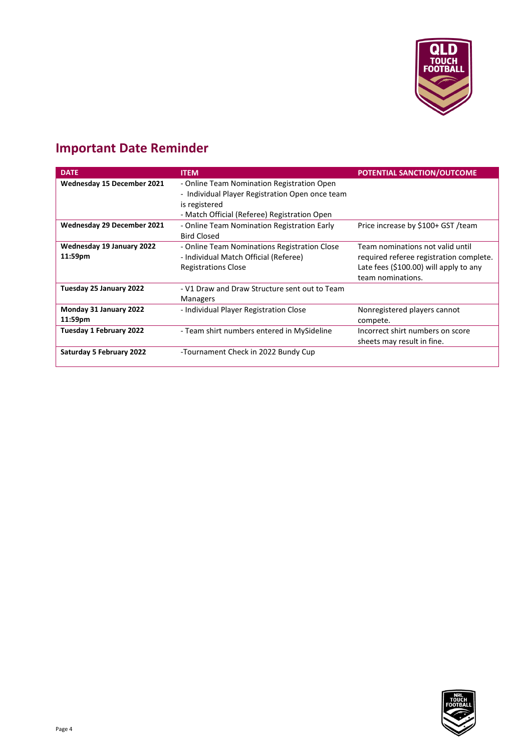## Important Date Reminder

| DATE | ITEM | POTENTIAL SANCTION/OUTCOME |
| --- | --- | --- |
| **Wednesday 15 December 2021** | - Online Team Nomination Registration Open<br>- Individual Player Registration Open once team is registered<br>- Match Official (Referee) Registration Open | |
| **Wednesday 29 December 2021** | - Online Team Nomination Registration Early Bird Closed | Price increase by $100+ GST /team |
| **Wednesday 19 January 2022 11:59pm** | - Online Team Nominations Registration Close<br>- Individual Match Official (Referee) Registrations Close | Team nominations not valid until required referee registration complete. Late fees ($100.00) will apply to any team nominations. |
| **Tuesday 25 January 2022** | - V1 Draw and Draw Structure sent out to Team Managers | |
| **Monday 31 January 2022 11:59pm** | - Individual Player Registration Close | Nonregistered players cannot compete. |
| **Tuesday 1 February 2022** | - Team shirt numbers entered in MySideline | Incorrect shirt numbers on score sheets may result in fine. |
| **Saturday 5 February 2022** | -Tournament Check in 2022 Bundy Cup | |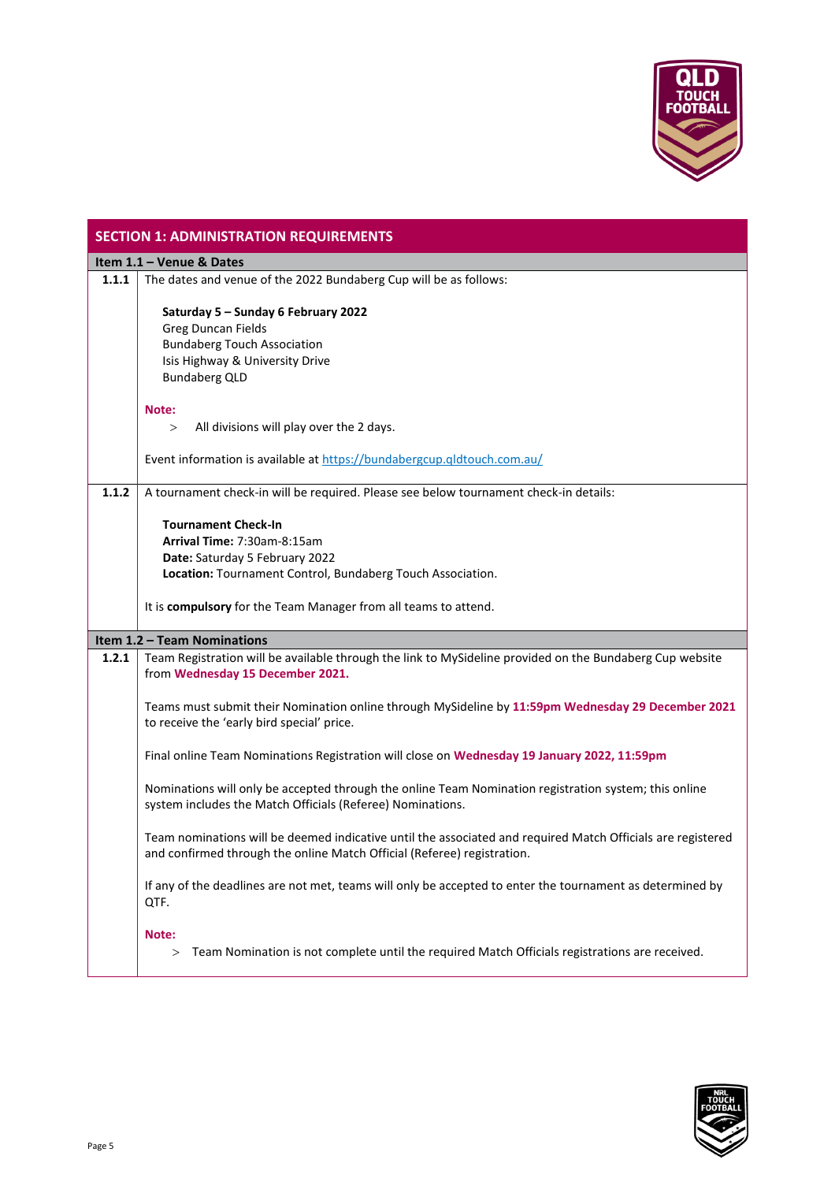## SECTION 1: ADMINISTRATION REQUIREMENTS

### Item 1.1 – Venue & Dates

**1.1.1** The dates and venue of the 2022 Bundaberg Cup will be as follows:

**Saturday 5 – Sunday 6 February 2022**
Greg Duncan Fields
Bundaberg Touch Association
Isis Highway & University Drive
Bundaberg QLD

**Note:**

> All divisions will play over the 2 days.

Event information is available at https://bundabergcup.qldtouch.com.au/

**1.1.2** A tournament check-in will be required. Please see below tournament check-in details:

**Tournament Check-In**
**Arrival Time:** 7:30am-8:15am
**Date:** Saturday 5 February 2022
**Location:** Tournament Control, Bundaberg Touch Association.

It is **compulsory** for the Team Manager from all teams to attend.

### Item 1.2 – Team Nominations

**1.2.1** Team Registration will be available through the link to MySideline provided on the Bundaberg Cup website from **Wednesday 15 December 2021.**

Teams must submit their Nomination online through MySideline by **11:59pm Wednesday 29 December 2021** to receive the 'early bird special' price.

Final online Team Nominations Registration will close on **Wednesday 19 January 2022, 11:59pm**

Nominations will only be accepted through the online Team Nomination registration system; this online system includes the Match Officials (Referee) Nominations.

Team nominations will be deemed indicative until the associated and required Match Officials are registered and confirmed through the online Match Official (Referee) registration.

If any of the deadlines are not met, teams will only be accepted to enter the tournament as determined by QTF.

**Note:**

> Team Nomination is not complete until the required Match Officials registrations are received.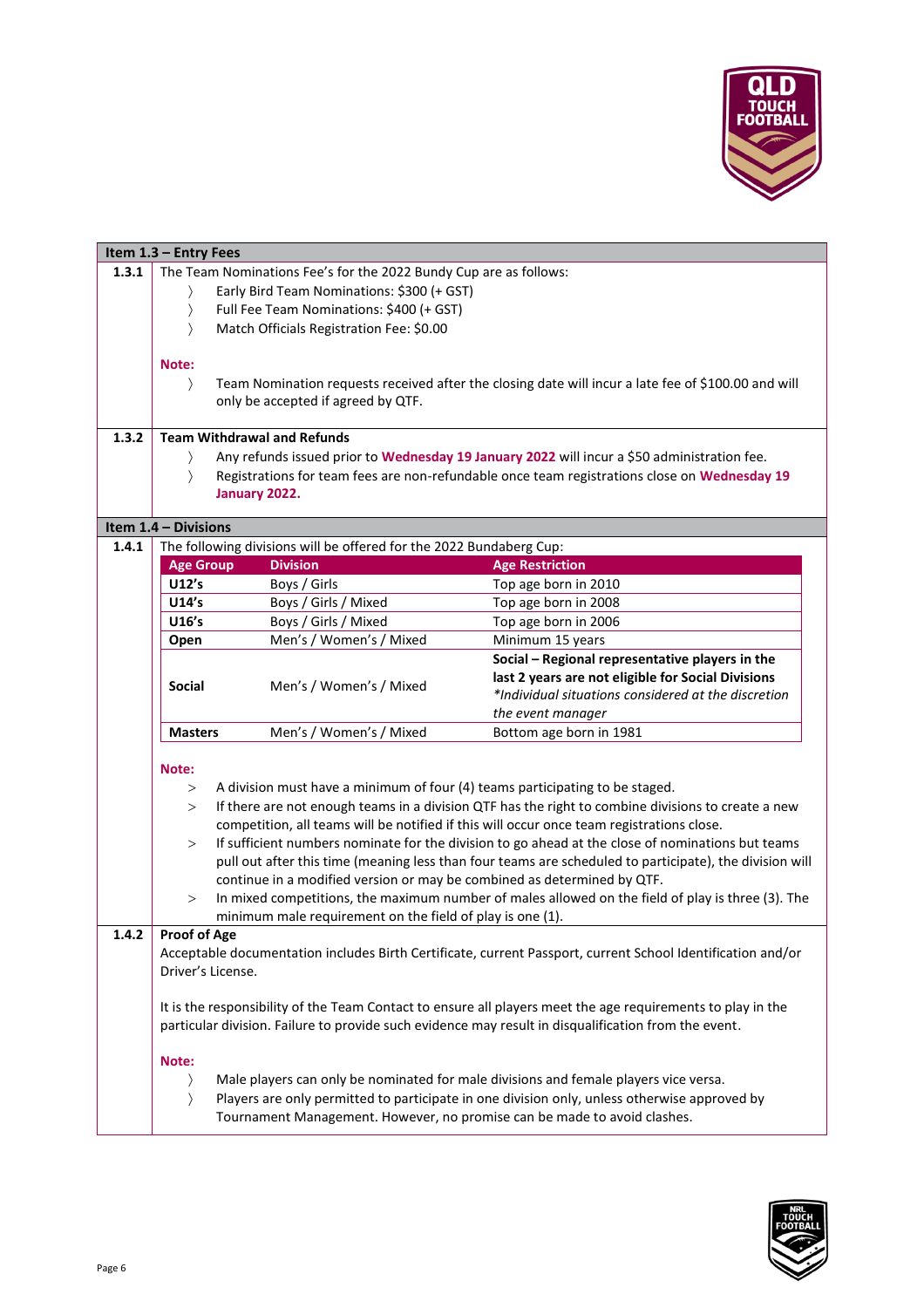## Item 1.3 – Entry Fees

**1.3.1** The Team Nominations Fee's for the 2022 Bundy Cup are as follows:

- Early Bird Team Nominations: $300 (+ GST)
- Full Fee Team Nominations: $400 (+ GST)
- Match Officials Registration Fee: $0.00

**Note:**

- Team Nomination requests received after the closing date will incur a late fee of $100.00 and will only be accepted if agreed by QTF.

**1.3.2** **Team Withdrawal and Refunds**

- Any refunds issued prior to **Wednesday 19 January 2022** will incur a $50 administration fee.
- Registrations for team fees are non-refundable once team registrations close on **Wednesday 19 January 2022.**

## Item 1.4 – Divisions

**1.4.1** The following divisions will be offered for the 2022 Bundaberg Cup:

| Age Group | Division | Age Restriction |
|---|---|---|
| **U12's** | Boys / Girls | Top age born in 2010 |
| **U14's** | Boys / Girls / Mixed | Top age born in 2008 |
| **U16's** | Boys / Girls / Mixed | Top age born in 2006 |
| **Open** | Men's / Women's / Mixed | Minimum 15 years |
| **Social** | Men's / Women's / Mixed | **Social – Regional representative players in the last 2 years are not eligible for Social Divisions** *\*Individual situations considered at the discretion the event manager* |
| **Masters** | Men's / Women's / Mixed | Bottom age born in 1981 |

**Note:**

- A division must have a minimum of four (4) teams participating to be staged.
- If there are not enough teams in a division QTF has the right to combine divisions to create a new competition, all teams will be notified if this will occur once team registrations close.
- If sufficient numbers nominate for the division to go ahead at the close of nominations but teams pull out after this time (meaning less than four teams are scheduled to participate), the division will continue in a modified version or may be combined as determined by QTF.
- In mixed competitions, the maximum number of males allowed on the field of play is three (3). The minimum male requirement on the field of play is one (1).

**1.4.2** **Proof of Age**

Acceptable documentation includes Birth Certificate, current Passport, current School Identification and/or Driver's License.

It is the responsibility of the Team Contact to ensure all players meet the age requirements to play in the particular division. Failure to provide such evidence may result in disqualification from the event.

**Note:**

- Male players can only be nominated for male divisions and female players vice versa.
- Players are only permitted to participate in one division only, unless otherwise approved by Tournament Management. However, no promise can be made to avoid clashes.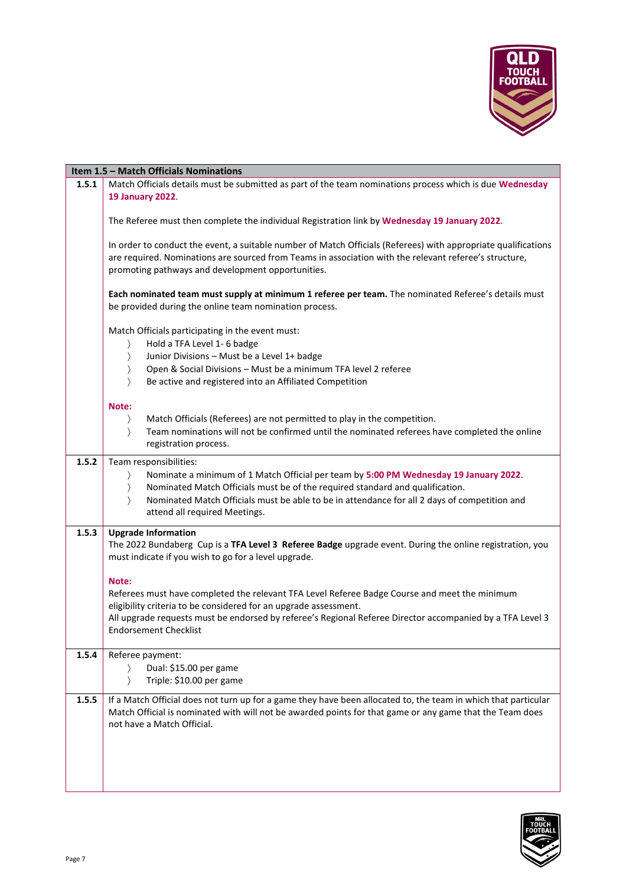| Item 1.5 – Match Officials Nominations | |
|---|---|
| 1.5.1 | Match Officials details must be submitted as part of the team nominations process which is due **Wednesday 19 January 2022**.<br><br>The Referee must then complete the individual Registration link by **Wednesday 19 January 2022**.<br><br>In order to conduct the event, a suitable number of Match Officials (Referees) with appropriate qualifications are required. Nominations are sourced from Teams in association with the relevant referee's structure, promoting pathways and development opportunities.<br><br>**Each nominated team must supply at minimum 1 referee per team.** The nominated Referee's details must be provided during the online team nomination process.<br><br>Match Officials participating in the event must:<br>〉 Hold a TFA Level 1- 6 badge<br>〉 Junior Divisions – Must be a Level 1+ badge<br>〉 Open & Social Divisions – Must be a minimum TFA level 2 referee<br>〉 Be active and registered into an Affiliated Competition<br><br>**Note:**<br>〉 Match Officials (Referees) are not permitted to play in the competition.<br>〉 Team nominations will not be confirmed until the nominated referees have completed the online registration process. |
| 1.5.2 | Team responsibilities:<br>〉 Nominate a minimum of 1 Match Official per team by **5:00 PM Wednesday 19 January 2022**.<br>〉 Nominated Match Officials must be of the required standard and qualification.<br>〉 Nominated Match Officials must be able to be in attendance for all 2 days of competition and attend all required Meetings. |
| 1.5.3 | **Upgrade Information**<br>The 2022 Bundaberg Cup is a **TFA Level 3 Referee Badge** upgrade event. During the online registration, you must indicate if you wish to go for a level upgrade.<br><br>**Note:**<br>Referees must have completed the relevant TFA Level Referee Badge Course and meet the minimum eligibility criteria to be considered for an upgrade assessment.<br>All upgrade requests must be endorsed by referee's Regional Referee Director accompanied by a TFA Level 3 Endorsement Checklist |
| 1.5.4 | Referee payment:<br>〉 Dual: $15.00 per game<br>〉 Triple: $10.00 per game |
| 1.5.5 | If a Match Official does not turn up for a game they have been allocated to, the team in which that particular Match Official is nominated with will not be awarded points for that game or any game that the Team does not have a Match Official. |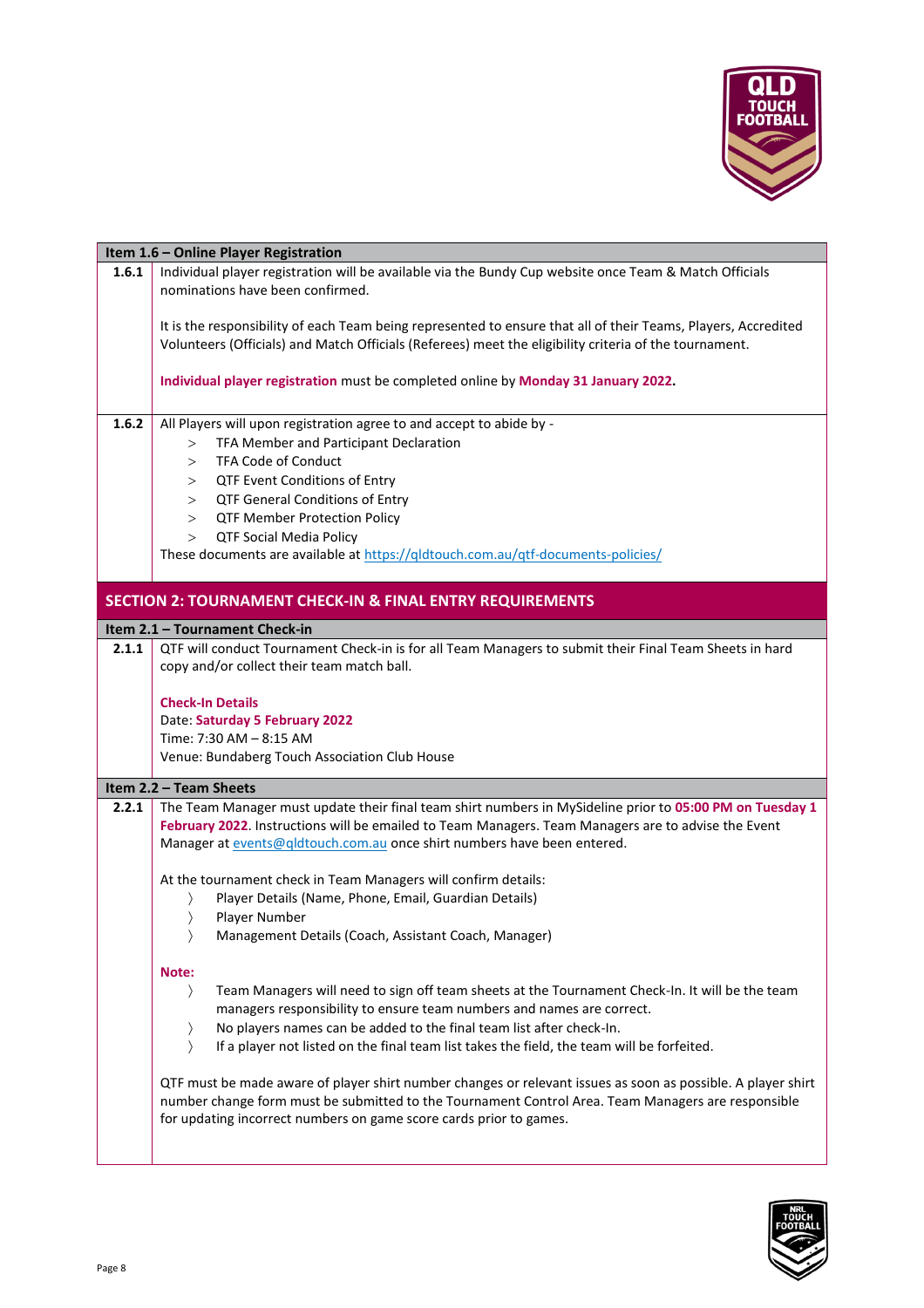### Item 1.6 – Online Player Registration

**1.6.1** Individual player registration will be available via the Bundy Cup website once Team & Match Officials nominations have been confirmed.

It is the responsibility of each Team being represented to ensure that all of their Teams, Players, Accredited Volunteers (Officials) and Match Officials (Referees) meet the eligibility criteria of the tournament.

**Individual player registration** must be completed online by **Monday 31 January 2022.**

**1.6.2** All Players will upon registration agree to and accept to abide by -

- TFA Member and Participant Declaration
- TFA Code of Conduct
- QTF Event Conditions of Entry
- QTF General Conditions of Entry
- QTF Member Protection Policy
- QTF Social Media Policy

These documents are available at https://qldtouch.com.au/qtf-documents-policies/

## SECTION 2: TOURNAMENT CHECK-IN & FINAL ENTRY REQUIREMENTS

### Item 2.1 – Tournament Check-in

**2.1.1** QTF will conduct Tournament Check-in is for all Team Managers to submit their Final Team Sheets in hard copy and/or collect their team match ball.

**Check-In Details**
Date: **Saturday 5 February 2022**
Time: 7:30 AM – 8:15 AM
Venue: Bundaberg Touch Association Club House

### Item 2.2 – Team Sheets

**2.2.1** The Team Manager must update their final team shirt numbers in MySideline prior to **05:00 PM on Tuesday 1 February 2022**. Instructions will be emailed to Team Managers. Team Managers are to advise the Event Manager at events@qldtouch.com.au once shirt numbers have been entered.

At the tournament check in Team Managers will confirm details:

- Player Details (Name, Phone, Email, Guardian Details)
- Player Number
- Management Details (Coach, Assistant Coach, Manager)

**Note:**

- Team Managers will need to sign off team sheets at the Tournament Check-In. It will be the team managers responsibility to ensure team numbers and names are correct.
- No players names can be added to the final team list after check-In.
- If a player not listed on the final team list takes the field, the team will be forfeited.

QTF must be made aware of player shirt number changes or relevant issues as soon as possible. A player shirt number change form must be submitted to the Tournament Control Area. Team Managers are responsible for updating incorrect numbers on game score cards prior to games.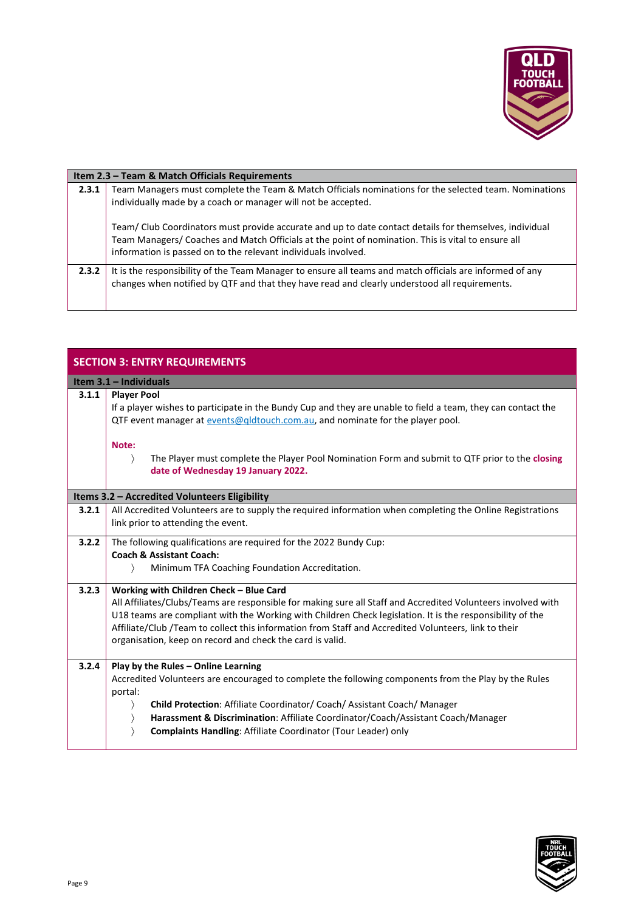| Item 2.3 – Team & Match Officials Requirements | |
|---|---|
| **2.3.1** | Team Managers must complete the Team & Match Officials nominations for the selected team. Nominations individually made by a coach or manager will not be accepted.<br><br>Team/ Club Coordinators must provide accurate and up to date contact details for themselves, individual Team Managers/ Coaches and Match Officials at the point of nomination. This is vital to ensure all information is passed on to the relevant individuals involved. |
| **2.3.2** | It is the responsibility of the Team Manager to ensure all teams and match officials are informed of any changes when notified by QTF and that they have read and clearly understood all requirements. |

## SECTION 3: ENTRY REQUIREMENTS

| Item 3.1 – Individuals | |
|---|---|
| **3.1.1** | **Player Pool**<br>If a player wishes to participate in the Bundy Cup and they are unable to field a team, they can contact the QTF event manager at events@qldtouch.com.au, and nominate for the player pool.<br><br>**Note:**<br>〉 The Player must complete the Player Pool Nomination Form and submit to QTF prior to the **closing date of Wednesday 19 January 2022.** |
| **Items 3.2 – Accredited Volunteers Eligibility** | |
| **3.2.1** | All Accredited Volunteers are to supply the required information when completing the Online Registrations link prior to attending the event. |
| **3.2.2** | The following qualifications are required for the 2022 Bundy Cup:<br>**Coach & Assistant Coach:**<br>〉 Minimum TFA Coaching Foundation Accreditation. |
| **3.2.3** | **Working with Children Check – Blue Card**<br>All Affiliates/Clubs/Teams are responsible for making sure all Staff and Accredited Volunteers involved with U18 teams are compliant with the Working with Children Check legislation. It is the responsibility of the Affiliate/Club /Team to collect this information from Staff and Accredited Volunteers, link to their organisation, keep on record and check the card is valid. |
| **3.2.4** | **Play by the Rules – Online Learning**<br>Accredited Volunteers are encouraged to complete the following components from the Play by the Rules portal:<br>〉 **Child Protection**: Affiliate Coordinator/ Coach/ Assistant Coach/ Manager<br>〉 **Harassment & Discrimination**: Affiliate Coordinator/Coach/Assistant Coach/Manager<br>〉 **Complaints Handling**: Affiliate Coordinator (Tour Leader) only |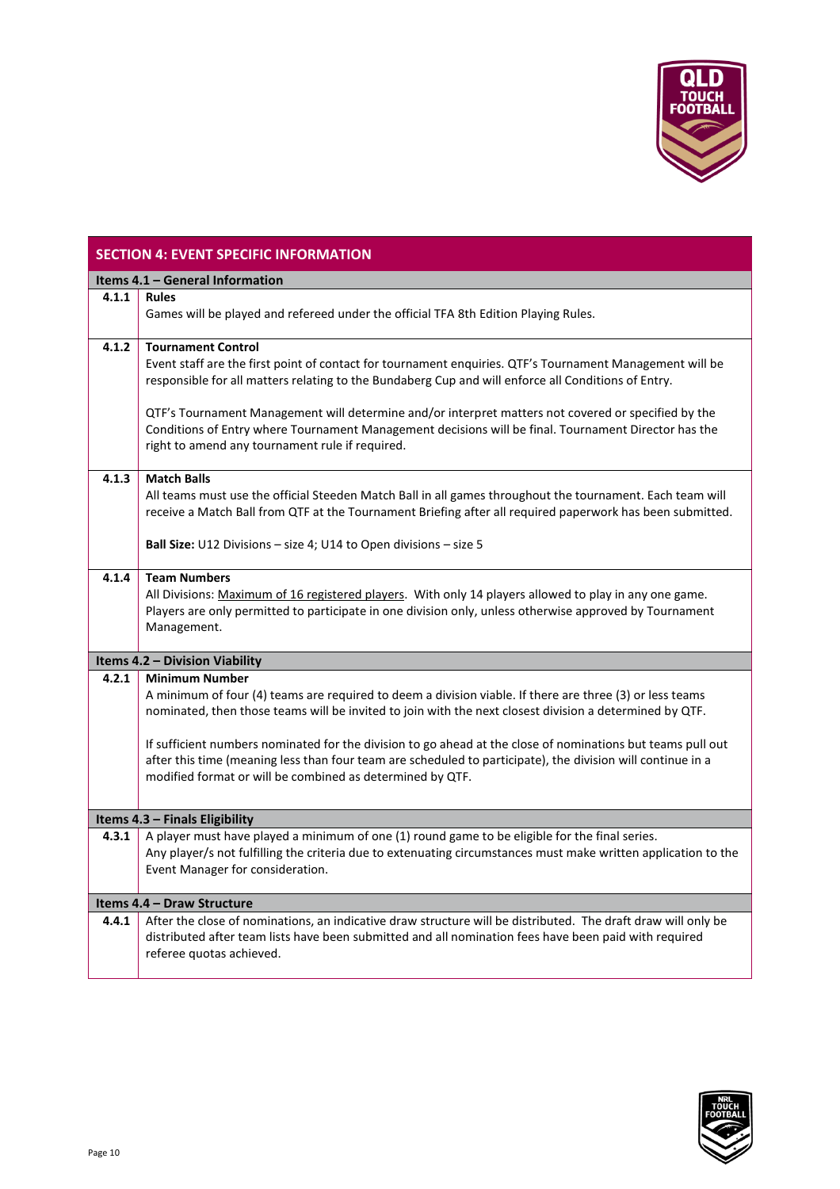## SECTION 4: EVENT SPECIFIC INFORMATION

### Items 4.1 – General Information

| | |
|---|---|
| **4.1.1** | **Rules**<br>Games will be played and refereed under the official TFA 8th Edition Playing Rules. |
| **4.1.2** | **Tournament Control**<br>Event staff are the first point of contact for tournament enquiries. QTF's Tournament Management will be responsible for all matters relating to the Bundaberg Cup and will enforce all Conditions of Entry.<br><br>QTF's Tournament Management will determine and/or interpret matters not covered or specified by the Conditions of Entry where Tournament Management decisions will be final. Tournament Director has the right to amend any tournament rule if required. |
| **4.1.3** | **Match Balls**<br>All teams must use the official Steeden Match Ball in all games throughout the tournament. Each team will receive a Match Ball from QTF at the Tournament Briefing after all required paperwork has been submitted.<br><br>**Ball Size:** U12 Divisions – size 4; U14 to Open divisions – size 5 |
| **4.1.4** | **Team Numbers**<br>All Divisions: Maximum of 16 registered players. With only 14 players allowed to play in any one game. Players are only permitted to participate in one division only, unless otherwise approved by Tournament Management. |

### Items 4.2 – Division Viability

| | |
|---|---|
| **4.2.1** | **Minimum Number**<br>A minimum of four (4) teams are required to deem a division viable. If there are three (3) or less teams nominated, then those teams will be invited to join with the next closest division a determined by QTF.<br><br>If sufficient numbers nominated for the division to go ahead at the close of nominations but teams pull out after this time (meaning less than four team are scheduled to participate), the division will continue in a modified format or will be combined as determined by QTF. |

### Items 4.3 – Finals Eligibility

| | |
|---|---|
| **4.3.1** | A player must have played a minimum of one (1) round game to be eligible for the final series.<br>Any player/s not fulfilling the criteria due to extenuating circumstances must make written application to the Event Manager for consideration. |

### Items 4.4 – Draw Structure

| | |
|---|---|
| **4.4.1** | After the close of nominations, an indicative draw structure will be distributed. The draft draw will only be distributed after team lists have been submitted and all nomination fees have been paid with required referee quotas achieved. |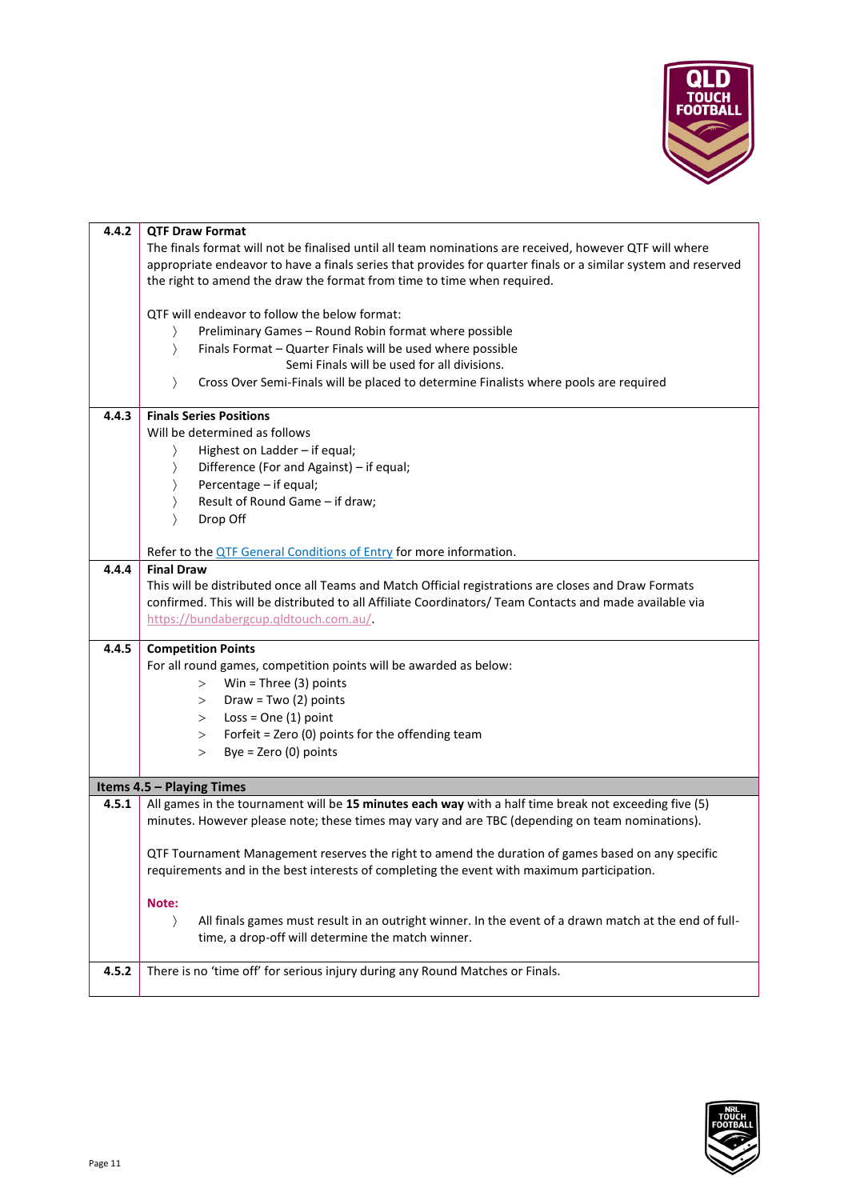| | |
|---|---|
| **4.4.2** | **QTF Draw Format**<br>The finals format will not be finalised until all team nominations are received, however QTF will where appropriate endeavor to have a finals series that provides for quarter finals or a similar system and reserved the right to amend the draw the format from time to time when required.<br><br>QTF will endeavor to follow the below format:<br>〉 Preliminary Games – Round Robin format where possible<br>〉 Finals Format – Quarter Finals will be used where possible<br>Semi Finals will be used for all divisions.<br>〉 Cross Over Semi-Finals will be placed to determine Finalists where pools are required |
| **4.4.3** | **Finals Series Positions**<br>Will be determined as follows<br>〉 Highest on Ladder – if equal;<br>〉 Difference (For and Against) – if equal;<br>〉 Percentage – if equal;<br>〉 Result of Round Game – if draw;<br>〉 Drop Off<br><br>Refer to the [QTF General Conditions of Entry]() for more information. |
| **4.4.4** | **Final Draw**<br>This will be distributed once all Teams and Match Official registrations are closes and Draw Formats confirmed. This will be distributed to all Affiliate Coordinators/ Team Contacts and made available via https://bundabergcup.qldtouch.com.au/. |
| **4.4.5** | **Competition Points**<br>For all round games, competition points will be awarded as below:<br>> Win = Three (3) points<br>> Draw = Two (2) points<br>> Loss = One (1) point<br>> Forfeit = Zero (0) points for the offending team<br>> Bye = Zero (0) points |
| **Items 4.5 – Playing Times** | |
| **4.5.1** | All games in the tournament will be **15 minutes each way** with a half time break not exceeding five (5) minutes. However please note; these times may vary and are TBC (depending on team nominations).<br><br>QTF Tournament Management reserves the right to amend the duration of games based on any specific requirements and in the best interests of completing the event with maximum participation.<br><br>**Note:**<br>〉 All finals games must result in an outright winner. In the event of a drawn match at the end of full-time, a drop-off will determine the match winner. |
| **4.5.2** | There is no 'time off' for serious injury during any Round Matches or Finals. |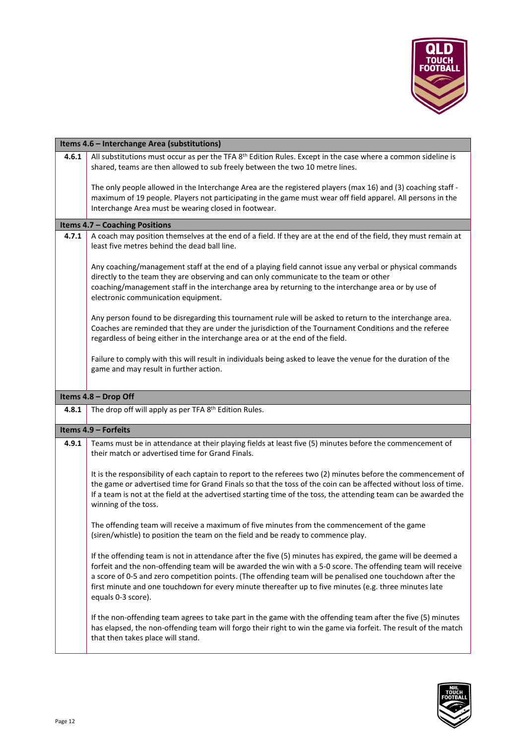| Items 4.6 – Interchange Area (substitutions) | |
|---|---|
| **4.6.1** | All substitutions must occur as per the TFA 8th Edition Rules. Except in the case where a common sideline is shared, teams are then allowed to sub freely between the two 10 metre lines.<br><br>The only people allowed in the Interchange Area are the registered players (max 16) and (3) coaching staff - maximum of 19 people. Players not participating in the game must wear off field apparel. All persons in the Interchange Area must be wearing closed in footwear. |
| **Items 4.7 – Coaching Positions** | |
| **4.7.1** | A coach may position themselves at the end of a field. If they are at the end of the field, they must remain at least five metres behind the dead ball line.<br><br>Any coaching/management staff at the end of a playing field cannot issue any verbal or physical commands directly to the team they are observing and can only communicate to the team or other coaching/management staff in the interchange area by returning to the interchange area or by use of electronic communication equipment.<br><br>Any person found to be disregarding this tournament rule will be asked to return to the interchange area. Coaches are reminded that they are under the jurisdiction of the Tournament Conditions and the referee regardless of being either in the interchange area or at the end of the field.<br><br>Failure to comply with this will result in individuals being asked to leave the venue for the duration of the game and may result in further action. |
| **Items 4.8 – Drop Off** | |
| **4.8.1** | The drop off will apply as per TFA 8th Edition Rules. |
| **Items 4.9 – Forfeits** | |
| **4.9.1** | Teams must be in attendance at their playing fields at least five (5) minutes before the commencement of their match or advertised time for Grand Finals.<br><br>It is the responsibility of each captain to report to the referees two (2) minutes before the commencement of the game or advertised time for Grand Finals so that the toss of the coin can be affected without loss of time. If a team is not at the field at the advertised starting time of the toss, the attending team can be awarded the winning of the toss.<br><br>The offending team will receive a maximum of five minutes from the commencement of the game (siren/whistle) to position the team on the field and be ready to commence play.<br><br>If the offending team is not in attendance after the five (5) minutes has expired, the game will be deemed a forfeit and the non-offending team will be awarded the win with a 5-0 score. The offending team will receive a score of 0-5 and zero competition points. (The offending team will be penalised one touchdown after the first minute and one touchdown for every minute thereafter up to five minutes (e.g. three minutes late equals 0-3 score).<br><br>If the non-offending team agrees to take part in the game with the offending team after the five (5) minutes has elapsed, the non-offending team will forgo their right to win the game via forfeit. The result of the match that then takes place will stand. |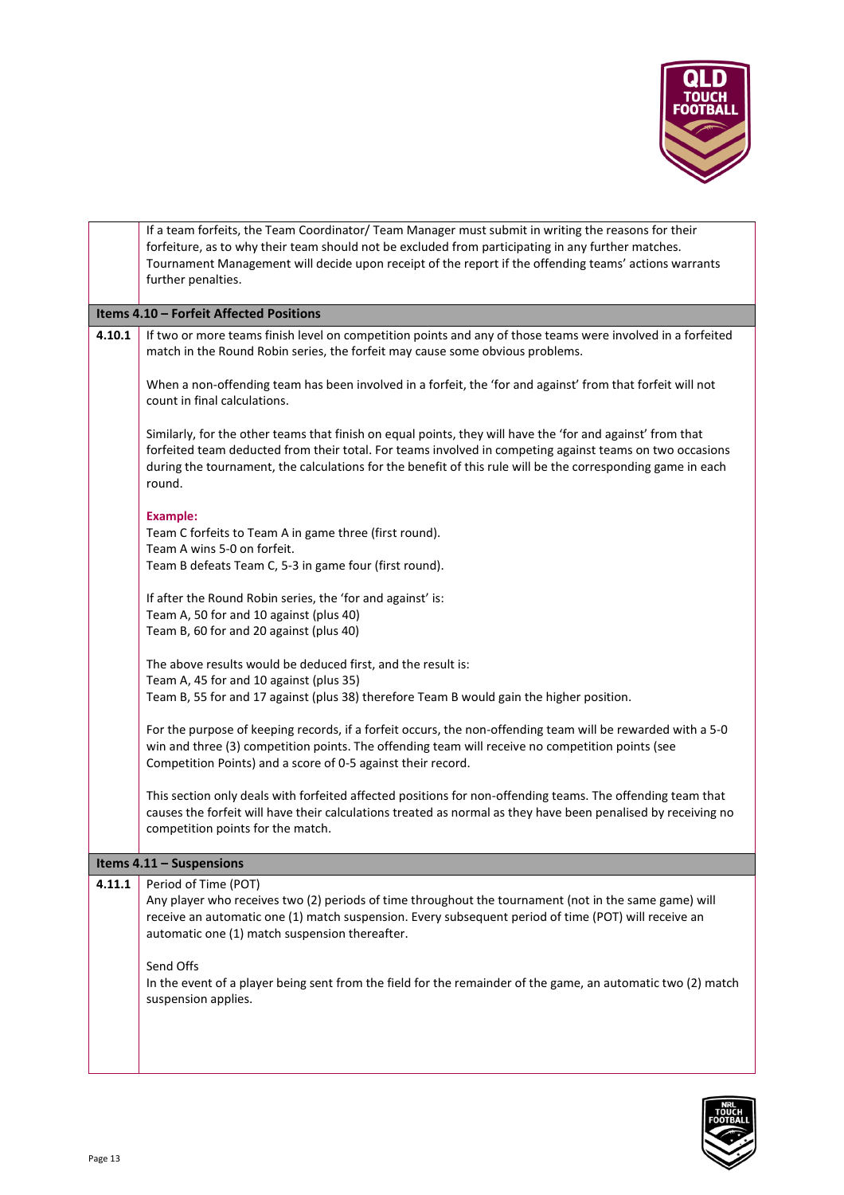If a team forfeits, the Team Coordinator/ Team Manager must submit in writing the reasons for their forfeiture, as to why their team should not be excluded from participating in any further matches. Tournament Management will decide upon receipt of the report if the offending teams' actions warrants further penalties.

## Items 4.10 – Forfeit Affected Positions

**4.10.1** If two or more teams finish level on competition points and any of those teams were involved in a forfeited match in the Round Robin series, the forfeit may cause some obvious problems.

When a non-offending team has been involved in a forfeit, the 'for and against' from that forfeit will not count in final calculations.

Similarly, for the other teams that finish on equal points, they will have the 'for and against' from that forfeited team deducted from their total. For teams involved in competing against teams on two occasions during the tournament, the calculations for the benefit of this rule will be the corresponding game in each round.

**Example:**
Team C forfeits to Team A in game three (first round).
Team A wins 5-0 on forfeit.
Team B defeats Team C, 5-3 in game four (first round).

If after the Round Robin series, the 'for and against' is:
Team A, 50 for and 10 against (plus 40)
Team B, 60 for and 20 against (plus 40)

The above results would be deduced first, and the result is:
Team A, 45 for and 10 against (plus 35)
Team B, 55 for and 17 against (plus 38) therefore Team B would gain the higher position.

For the purpose of keeping records, if a forfeit occurs, the non-offending team will be rewarded with a 5-0 win and three (3) competition points. The offending team will receive no competition points (see Competition Points) and a score of 0-5 against their record.

This section only deals with forfeited affected positions for non-offending teams. The offending team that causes the forfeit will have their calculations treated as normal as they have been penalised by receiving no competition points for the match.

## Items 4.11 – Suspensions

**4.11.1** Period of Time (POT)
Any player who receives two (2) periods of time throughout the tournament (not in the same game) will receive an automatic one (1) match suspension. Every subsequent period of time (POT) will receive an automatic one (1) match suspension thereafter.

Send Offs
In the event of a player being sent from the field for the remainder of the game, an automatic two (2) match suspension applies.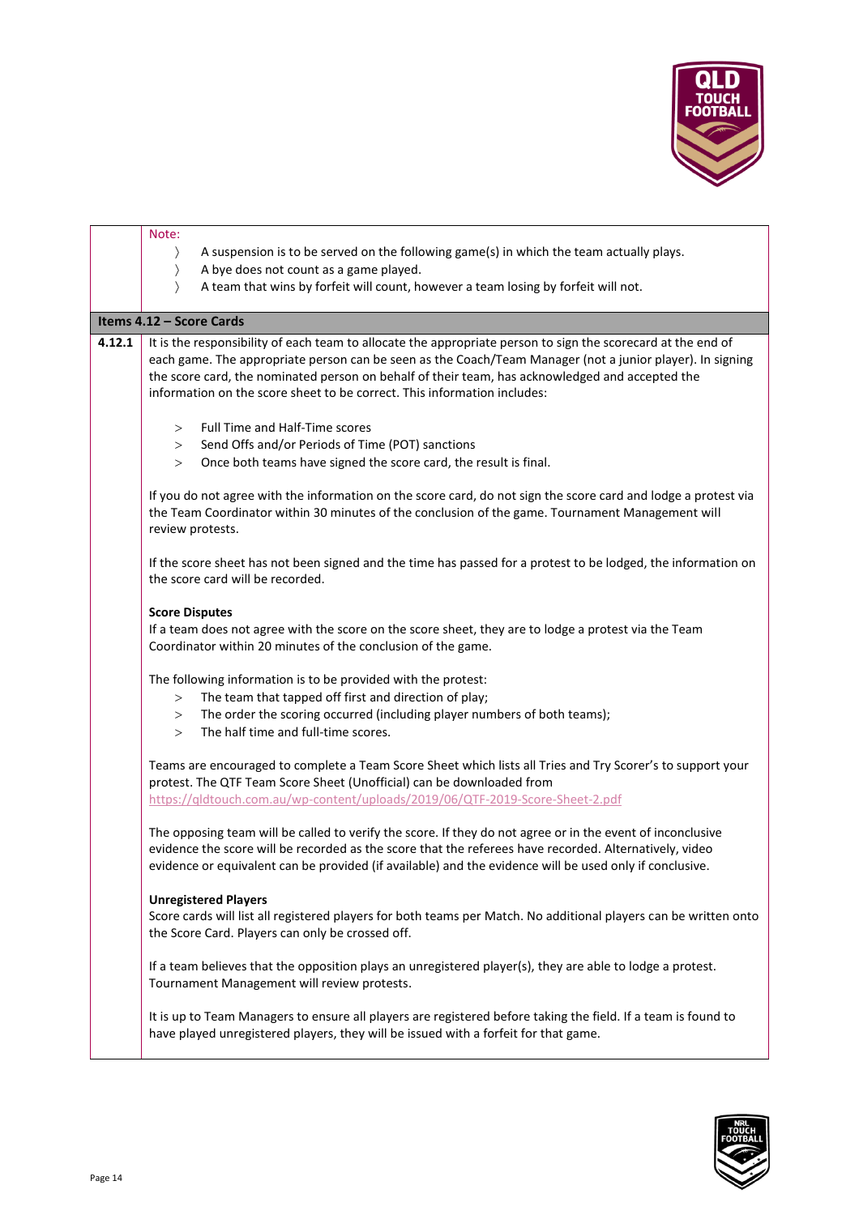Note:

- A suspension is to be served on the following game(s) in which the team actually plays.
- A bye does not count as a game played.
- A team that wins by forfeit will count, however a team losing by forfeit will not.

## Items 4.12 – Score Cards

**4.12.1** It is the responsibility of each team to allocate the appropriate person to sign the scorecard at the end of each game. The appropriate person can be seen as the Coach/Team Manager (not a junior player). In signing the score card, the nominated person on behalf of their team, has acknowledged and accepted the information on the score sheet to be correct. This information includes:

- Full Time and Half-Time scores
- Send Offs and/or Periods of Time (POT) sanctions
- Once both teams have signed the score card, the result is final.

If you do not agree with the information on the score card, do not sign the score card and lodge a protest via the Team Coordinator within 30 minutes of the conclusion of the game. Tournament Management will review protests.

If the score sheet has not been signed and the time has passed for a protest to be lodged, the information on the score card will be recorded.

**Score Disputes**

If a team does not agree with the score on the score sheet, they are to lodge a protest via the Team Coordinator within 20 minutes of the conclusion of the game.

The following information is to be provided with the protest:

- The team that tapped off first and direction of play;
- The order the scoring occurred (including player numbers of both teams);
- The half time and full-time scores.

Teams are encouraged to complete a Team Score Sheet which lists all Tries and Try Scorer's to support your protest. The QTF Team Score Sheet (Unofficial) can be downloaded from https://qldtouch.com.au/wp-content/uploads/2019/06/QTF-2019-Score-Sheet-2.pdf

The opposing team will be called to verify the score. If they do not agree or in the event of inconclusive evidence the score will be recorded as the score that the referees have recorded. Alternatively, video evidence or equivalent can be provided (if available) and the evidence will be used only if conclusive.

**Unregistered Players**

Score cards will list all registered players for both teams per Match. No additional players can be written onto the Score Card. Players can only be crossed off.

If a team believes that the opposition plays an unregistered player(s), they are able to lodge a protest. Tournament Management will review protests.

It is up to Team Managers to ensure all players are registered before taking the field. If a team is found to have played unregistered players, they will be issued with a forfeit for that game.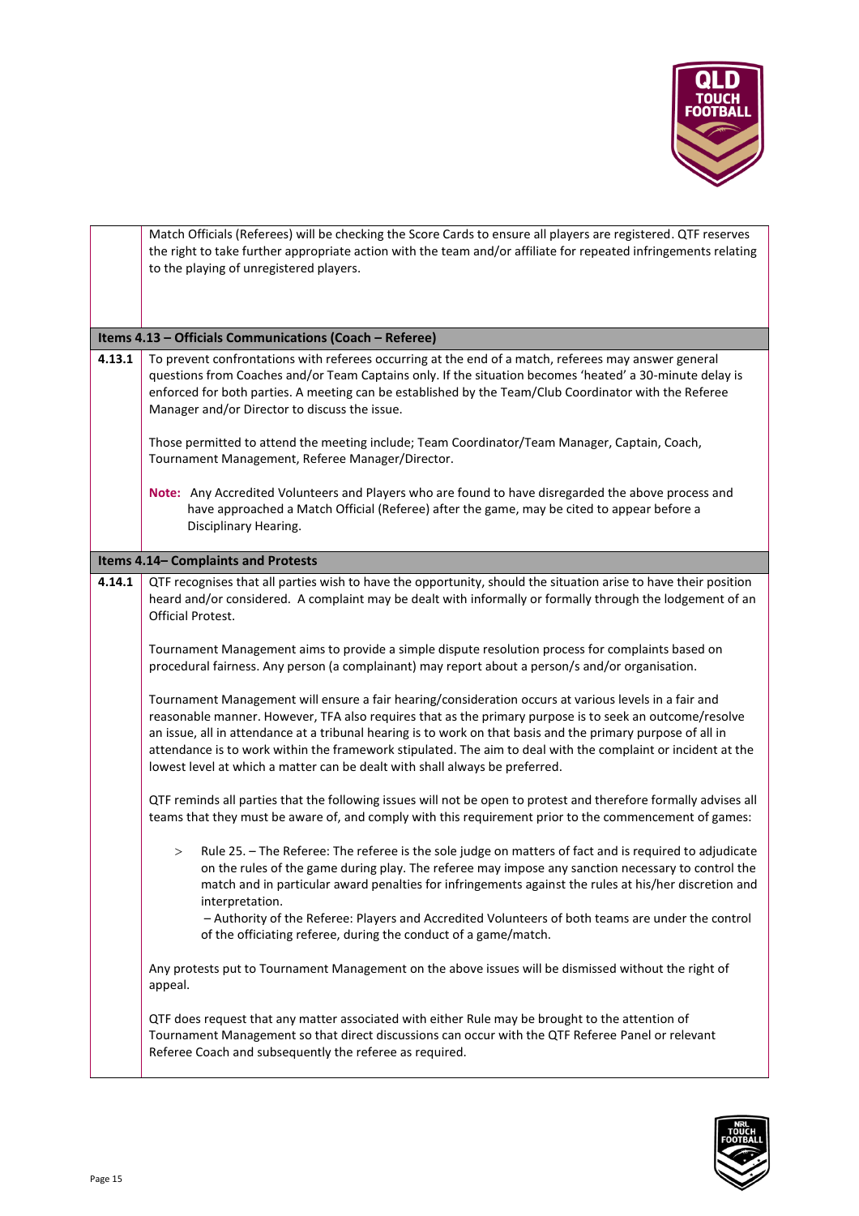Match Officials (Referees) will be checking the Score Cards to ensure all players are registered. QTF reserves the right to take further appropriate action with the team and/or affiliate for repeated infringements relating to the playing of unregistered players.

## Items 4.13 – Officials Communications (Coach – Referee)

**4.13.1** To prevent confrontations with referees occurring at the end of a match, referees may answer general questions from Coaches and/or Team Captains only. If the situation becomes 'heated' a 30-minute delay is enforced for both parties. A meeting can be established by the Team/Club Coordinator with the Referee Manager and/or Director to discuss the issue.

Those permitted to attend the meeting include; Team Coordinator/Team Manager, Captain, Coach, Tournament Management, Referee Manager/Director.

**Note:** Any Accredited Volunteers and Players who are found to have disregarded the above process and have approached a Match Official (Referee) after the game, may be cited to appear before a Disciplinary Hearing.

## Items 4.14– Complaints and Protests

**4.14.1** QTF recognises that all parties wish to have the opportunity, should the situation arise to have their position heard and/or considered. A complaint may be dealt with informally or formally through the lodgement of an Official Protest.

Tournament Management aims to provide a simple dispute resolution process for complaints based on procedural fairness. Any person (a complainant) may report about a person/s and/or organisation.

Tournament Management will ensure a fair hearing/consideration occurs at various levels in a fair and reasonable manner. However, TFA also requires that as the primary purpose is to seek an outcome/resolve an issue, all in attendance at a tribunal hearing is to work on that basis and the primary purpose of all in attendance is to work within the framework stipulated. The aim to deal with the complaint or incident at the lowest level at which a matter can be dealt with shall always be preferred.

QTF reminds all parties that the following issues will not be open to protest and therefore formally advises all teams that they must be aware of, and comply with this requirement prior to the commencement of games:

> Rule 25. – The Referee: The referee is the sole judge on matters of fact and is required to adjudicate on the rules of the game during play. The referee may impose any sanction necessary to control the match and in particular award penalties for infringements against the rules at his/her discretion and interpretation.
> – Authority of the Referee: Players and Accredited Volunteers of both teams are under the control of the officiating referee, during the conduct of a game/match.

Any protests put to Tournament Management on the above issues will be dismissed without the right of appeal.

QTF does request that any matter associated with either Rule may be brought to the attention of Tournament Management so that direct discussions can occur with the QTF Referee Panel or relevant Referee Coach and subsequently the referee as required.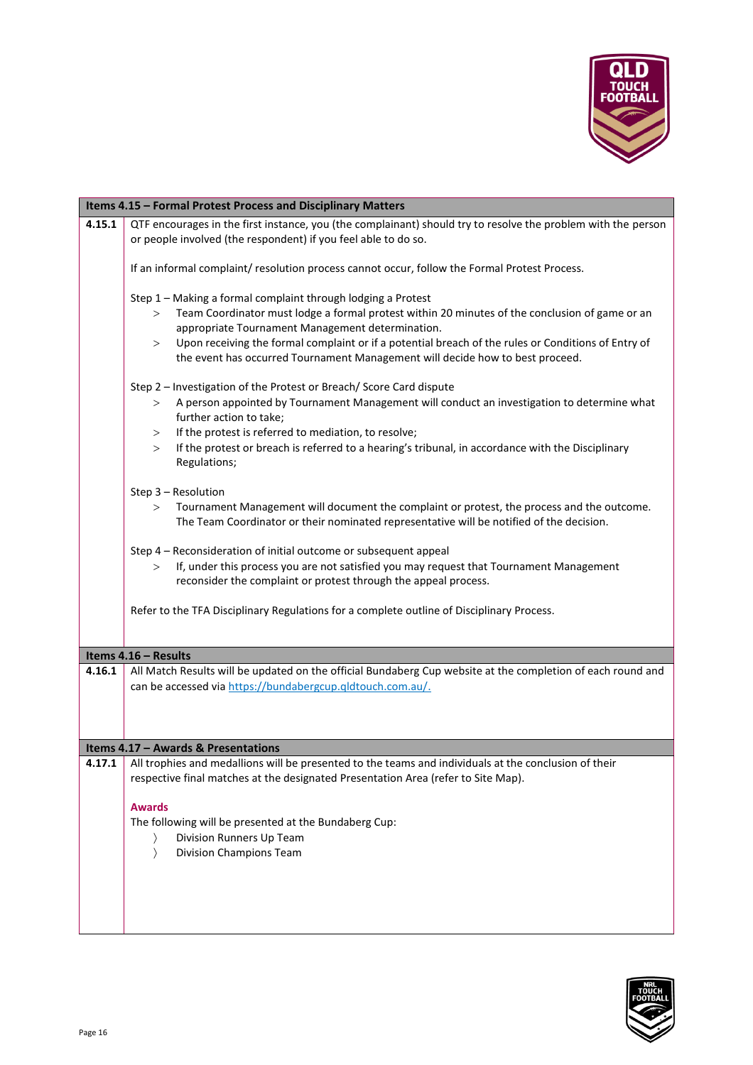| Items 4.15 – Formal Protest Process and Disciplinary Matters | |
|---|---|
| **4.15.1** | QTF encourages in the first instance, you (the complainant) should try to resolve the problem with the person or people involved (the respondent) if you feel able to do so.<br><br>If an informal complaint/ resolution process cannot occur, follow the Formal Protest Process.<br><br>Step 1 – Making a formal complaint through lodging a Protest<br>> Team Coordinator must lodge a formal protest within 20 minutes of the conclusion of game or an appropriate Tournament Management determination.<br>> Upon receiving the formal complaint or if a potential breach of the rules or Conditions of Entry of the event has occurred Tournament Management will decide how to best proceed.<br><br>Step 2 – Investigation of the Protest or Breach/ Score Card dispute<br>> A person appointed by Tournament Management will conduct an investigation to determine what further action to take;<br>> If the protest is referred to mediation, to resolve;<br>> If the protest or breach is referred to a hearing's tribunal, in accordance with the Disciplinary Regulations;<br><br>Step 3 – Resolution<br>> Tournament Management will document the complaint or protest, the process and the outcome. The Team Coordinator or their nominated representative will be notified of the decision.<br><br>Step 4 – Reconsideration of initial outcome or subsequent appeal<br>> If, under this process you are not satisfied you may request that Tournament Management reconsider the complaint or protest through the appeal process.<br><br>Refer to the TFA Disciplinary Regulations for a complete outline of Disciplinary Process. |

| Items 4.16 – Results | |
|---|---|
| **4.16.1** | All Match Results will be updated on the official Bundaberg Cup website at the completion of each round and can be accessed via https://bundabergcup.qldtouch.com.au/. |

| Items 4.17 – Awards & Presentations | |
|---|---|
| **4.17.1** | All trophies and medallions will be presented to the teams and individuals at the conclusion of their respective final matches at the designated Presentation Area (refer to Site Map).<br><br>**Awards**<br>The following will be presented at the Bundaberg Cup:<br>〉 Division Runners Up Team<br>〉 Division Champions Team |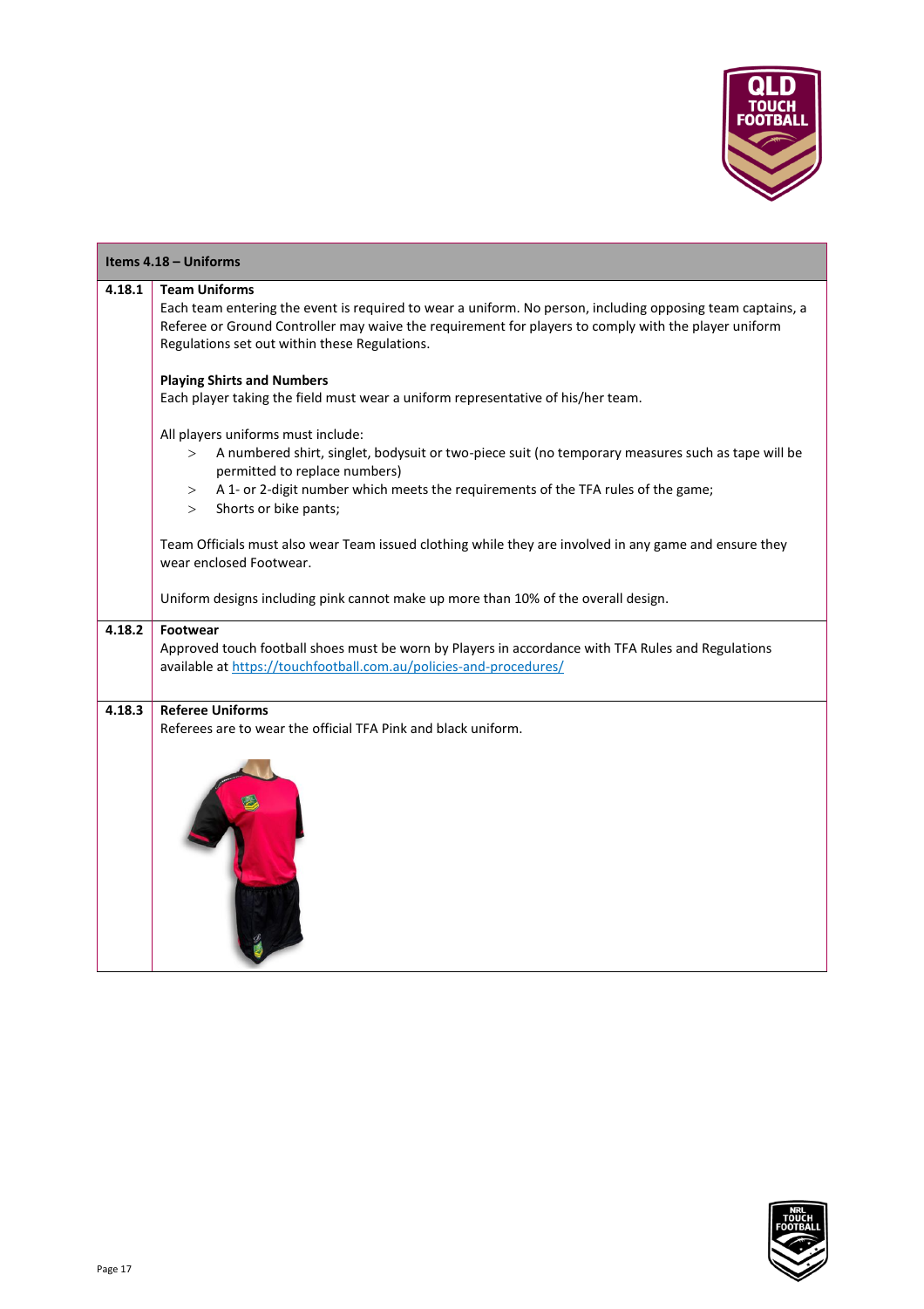| Items 4.18 – Uniforms | |
|---|---|
| **4.18.1** | **Team Uniforms**<br>Each team entering the event is required to wear a uniform. No person, including opposing team captains, a Referee or Ground Controller may waive the requirement for players to comply with the player uniform Regulations set out within these Regulations.<br><br>**Playing Shirts and Numbers**<br>Each player taking the field must wear a uniform representative of his/her team.<br><br>All players uniforms must include:<br>> A numbered shirt, singlet, bodysuit or two-piece suit (no temporary measures such as tape will be permitted to replace numbers)<br>> A 1- or 2-digit number which meets the requirements of the TFA rules of the game;<br>> Shorts or bike pants;<br><br>Team Officials must also wear Team issued clothing while they are involved in any game and ensure they wear enclosed Footwear.<br><br>Uniform designs including pink cannot make up more than 10% of the overall design. |
| **4.18.2** | **Footwear**<br>Approved touch football shoes must be worn by Players in accordance with TFA Rules and Regulations available at https://touchfootball.com.au/policies-and-procedures/ |
| **4.18.3** | **Referee Uniforms**<br>Referees are to wear the official TFA Pink and black uniform. |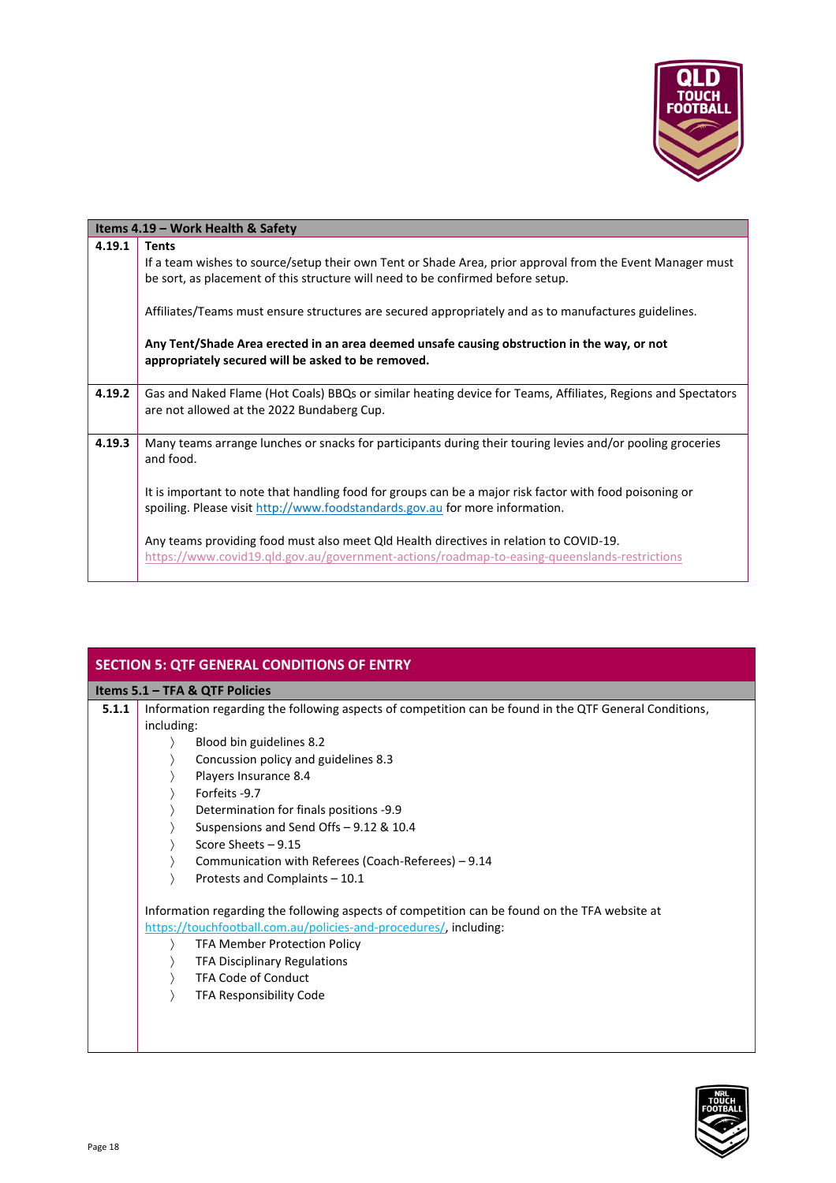| Items 4.19 – Work Health & Safety | |
|---|---|
| 4.19.1 | **Tents**<br>If a team wishes to source/setup their own Tent or Shade Area, prior approval from the Event Manager must be sort, as placement of this structure will need to be confirmed before setup.<br><br>Affiliates/Teams must ensure structures are secured appropriately and as to manufactures guidelines.<br><br>**Any Tent/Shade Area erected in an area deemed unsafe causing obstruction in the way, or not appropriately secured will be asked to be removed.** |
| 4.19.2 | Gas and Naked Flame (Hot Coals) BBQs or similar heating device for Teams, Affiliates, Regions and Spectators are not allowed at the 2022 Bundaberg Cup. |
| 4.19.3 | Many teams arrange lunches or snacks for participants during their touring levies and/or pooling groceries and food.<br><br>It is important to note that handling food for groups can be a major risk factor with food poisoning or spoiling. Please visit http://www.foodstandards.gov.au for more information.<br><br>Any teams providing food must also meet Qld Health directives in relation to COVID-19.<br>https://www.covid19.qld.gov.au/government-actions/roadmap-to-easing-queenslands-restrictions |

## SECTION 5: QTF GENERAL CONDITIONS OF ENTRY

| Items 5.1 – TFA & QTF Policies | |
|---|---|
| 5.1.1 | Information regarding the following aspects of competition can be found in the QTF General Conditions, including:<br>〉 Blood bin guidelines 8.2<br>〉 Concussion policy and guidelines 8.3<br>〉 Players Insurance 8.4<br>〉 Forfeits -9.7<br>〉 Determination for finals positions -9.9<br>〉 Suspensions and Send Offs – 9.12 & 10.4<br>〉 Score Sheets – 9.15<br>〉 Communication with Referees (Coach-Referees) – 9.14<br>〉 Protests and Complaints – 10.1<br><br>Information regarding the following aspects of competition can be found on the TFA website at https://touchfootball.com.au/policies-and-procedures/, including:<br>〉 TFA Member Protection Policy<br>〉 TFA Disciplinary Regulations<br>〉 TFA Code of Conduct<br>〉 TFA Responsibility Code |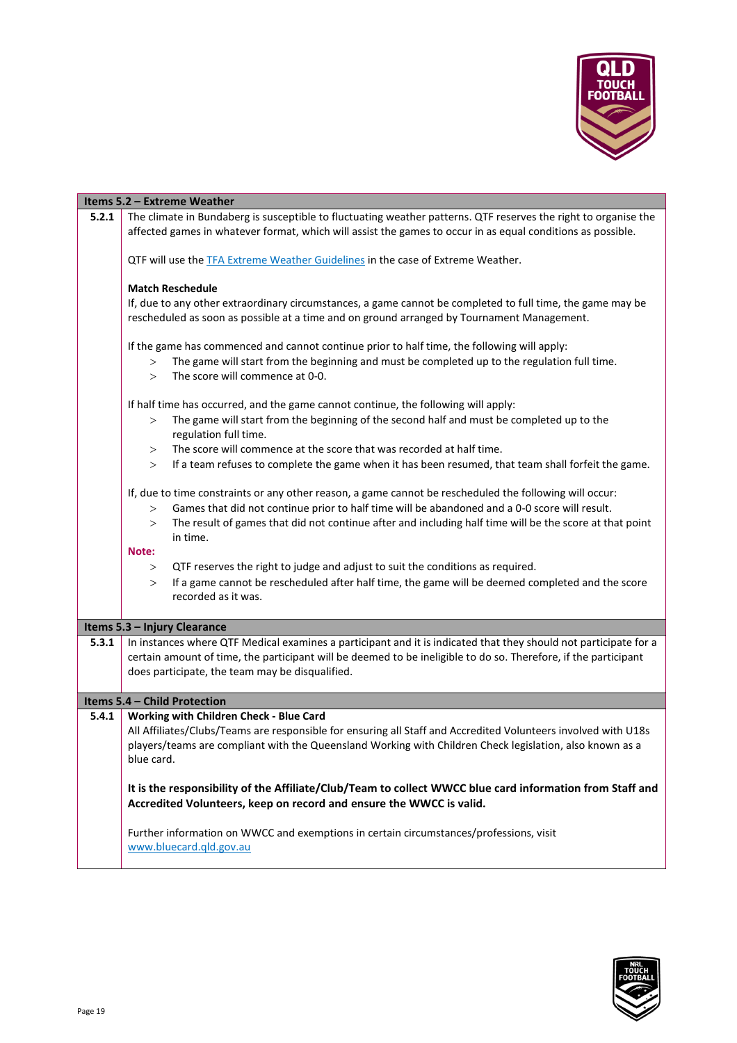| Items 5.2 – Extreme Weather | |
|---|---|
| **5.2.1** | The climate in Bundaberg is susceptible to fluctuating weather patterns. QTF reserves the right to organise the affected games in whatever format, which will assist the games to occur in as equal conditions as possible.<br><br>QTF will use the TFA Extreme Weather Guidelines in the case of Extreme Weather.<br><br>**Match Reschedule**<br>If, due to any other extraordinary circumstances, a game cannot be completed to full time, the game may be rescheduled as soon as possible at a time and on ground arranged by Tournament Management.<br><br>If the game has commenced and cannot continue prior to half time, the following will apply:<br>> The game will start from the beginning and must be completed up to the regulation full time.<br>> The score will commence at 0-0.<br><br>If half time has occurred, and the game cannot continue, the following will apply:<br>> The game will start from the beginning of the second half and must be completed up to the regulation full time.<br>> The score will commence at the score that was recorded at half time.<br>> If a team refuses to complete the game when it has been resumed, that team shall forfeit the game.<br><br>If, due to time constraints or any other reason, a game cannot be rescheduled the following will occur:<br>> Games that did not continue prior to half time will be abandoned and a 0-0 score will result.<br>> The result of games that did not continue after and including half time will be the score at that point in time.<br>**Note:**<br>> QTF reserves the right to judge and adjust to suit the conditions as required.<br>> If a game cannot be rescheduled after half time, the game will be deemed completed and the score recorded as it was. |
| **Items 5.3 – Injury Clearance** | |
| **5.3.1** | In instances where QTF Medical examines a participant and it is indicated that they should not participate for a certain amount of time, the participant will be deemed to be ineligible to do so. Therefore, if the participant does participate, the team may be disqualified. |
| **Items 5.4 – Child Protection** | |
| **5.4.1** | **Working with Children Check - Blue Card**<br>All Affiliates/Clubs/Teams are responsible for ensuring all Staff and Accredited Volunteers involved with U18s players/teams are compliant with the Queensland Working with Children Check legislation, also known as a blue card.<br><br>**It is the responsibility of the Affiliate/Club/Team to collect WWCC blue card information from Staff and Accredited Volunteers, keep on record and ensure the WWCC is valid.**<br><br>Further information on WWCC and exemptions in certain circumstances/professions, visit www.bluecard.qld.gov.au |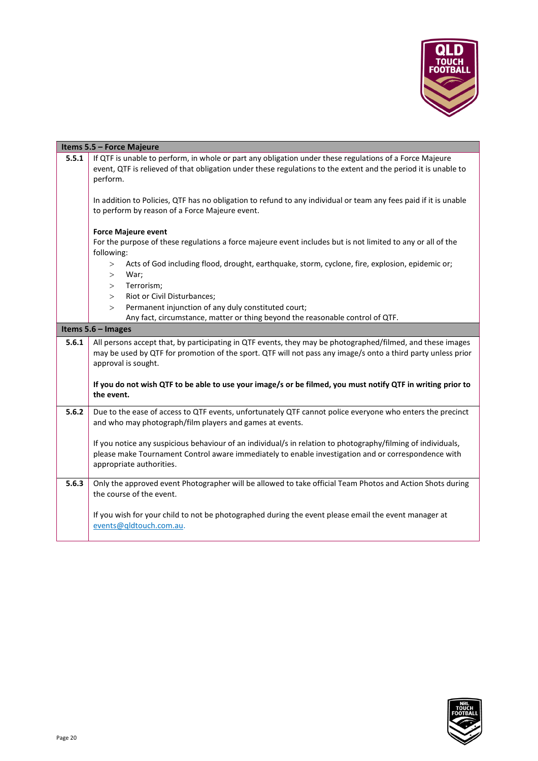| Items 5.5 – Force Majeure | |
|---|---|
| **5.5.1** | If QTF is unable to perform, in whole or part any obligation under these regulations of a Force Majeure event, QTF is relieved of that obligation under these regulations to the extent and the period it is unable to perform.<br><br>In addition to Policies, QTF has no obligation to refund to any individual or team any fees paid if it is unable to perform by reason of a Force Majeure event.<br><br>**Force Majeure event**<br>For the purpose of these regulations a force majeure event includes but is not limited to any or all of the following:<br>> Acts of God including flood, drought, earthquake, storm, cyclone, fire, explosion, epidemic or;<br>> War;<br>> Terrorism;<br>> Riot or Civil Disturbances;<br>> Permanent injunction of any duly constituted court;<br>Any fact, circumstance, matter or thing beyond the reasonable control of QTF. |
| **Items 5.6 – Images** | |
| **5.6.1** | All persons accept that, by participating in QTF events, they may be photographed/filmed, and these images may be used by QTF for promotion of the sport. QTF will not pass any image/s onto a third party unless prior approval is sought.<br><br>**If you do not wish QTF to be able to use your image/s or be filmed, you must notify QTF in writing prior to the event.** |
| **5.6.2** | Due to the ease of access to QTF events, unfortunately QTF cannot police everyone who enters the precinct and who may photograph/film players and games at events.<br><br>If you notice any suspicious behaviour of an individual/s in relation to photography/filming of individuals, please make Tournament Control aware immediately to enable investigation and or correspondence with appropriate authorities. |
| **5.6.3** | Only the approved event Photographer will be allowed to take official Team Photos and Action Shots during the course of the event.<br><br>If you wish for your child to not be photographed during the event please email the event manager at events@qldtouch.com.au. |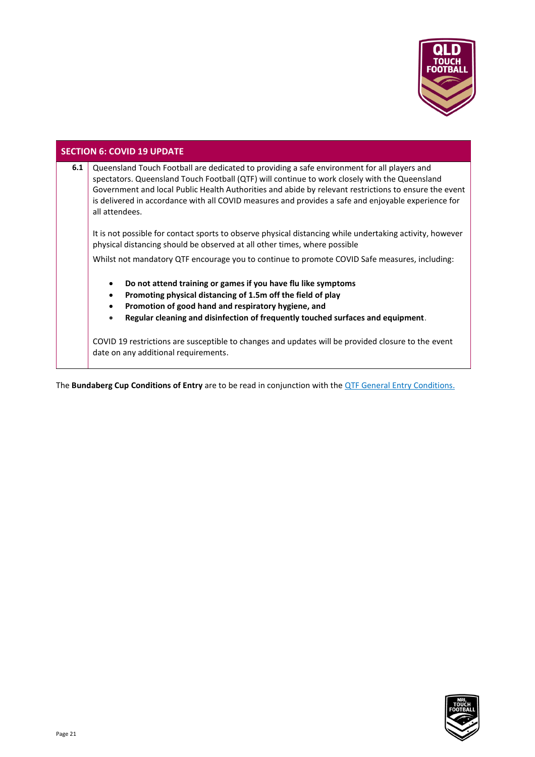| SECTION 6: COVID 19 UPDATE | |
|---|---|
| **6.1** | Queensland Touch Football are dedicated to providing a safe environment for all players and spectators. Queensland Touch Football (QTF) will continue to work closely with the Queensland Government and local Public Health Authorities and abide by relevant restrictions to ensure the event is delivered in accordance with all COVID measures and provides a safe and enjoyable experience for all attendees.<br><br>It is not possible for contact sports to observe physical distancing while undertaking activity, however physical distancing should be observed at all other times, where possible<br><br>Whilst not mandatory QTF encourage you to continue to promote COVID Safe measures, including:<br><br>• **Do not attend training or games if you have flu like symptoms**<br>• **Promoting physical distancing of 1.5m off the field of play**<br>• **Promotion of good hand and respiratory hygiene, and**<br>• **Regular cleaning and disinfection of frequently touched surfaces and equipment**.<br><br>COVID 19 restrictions are susceptible to changes and updates will be provided closure to the event date on any additional requirements. |

The **Bundaberg Cup Conditions of Entry** are to be read in conjunction with the QTF General Entry Conditions.